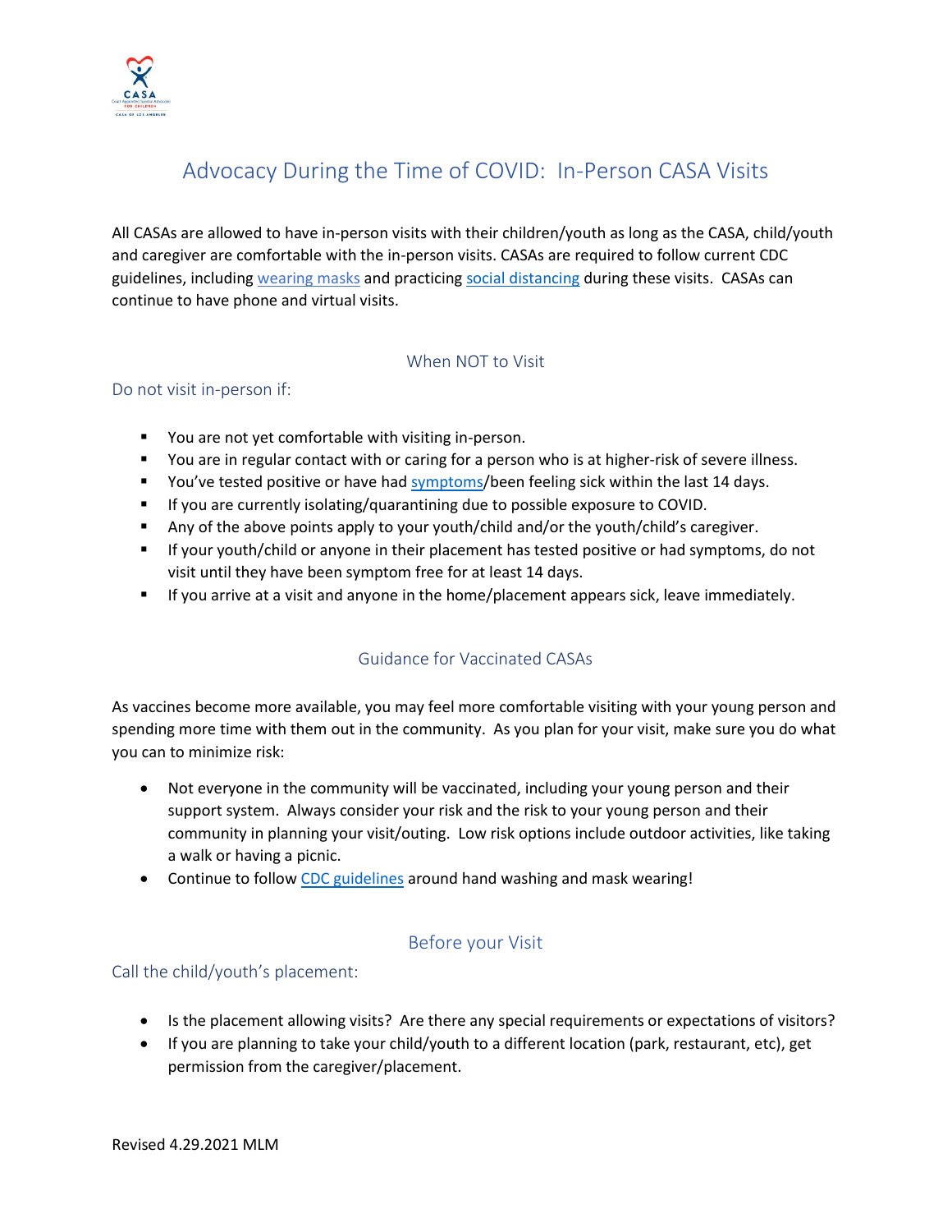# Advocacy During the Time of COVID: In-Person CASA Visits

All CASAs are allowed to have in-person visits with their children/youth as long as the CASA, child/youth and caregiver are comfortable with the in-person visits. CASAs are required to follow current CDC guidelines, including wearing masks and practicing social distancing during these visits. CASAs can continue to have phone and virtual visits.

## When NOT to Visit

### Do not visit in-person if:

- You are not yet comfortable with visiting in-person.
- You are in regular contact with or caring for a person who is at higher-risk of severe illness.
- You've tested positive or have had symptoms/been feeling sick within the last 14 days.
- If you are currently isolating/quarantining due to possible exposure to COVID.
- Any of the above points apply to your youth/child and/or the youth/child's caregiver.
- If your youth/child or anyone in their placement has tested positive or had symptoms, do not visit until they have been symptom free for at least 14 days.
- If you arrive at a visit and anyone in the home/placement appears sick, leave immediately.

## Guidance for Vaccinated CASAs

As vaccines become more available, you may feel more comfortable visiting with your young person and spending more time with them out in the community. As you plan for your visit, make sure you do what you can to minimize risk:

- Not everyone in the community will be vaccinated, including your young person and their support system. Always consider your risk and the risk to your young person and their community in planning your visit/outing. Low risk options include outdoor activities, like taking a walk or having a picnic.
- Continue to follow CDC guidelines around hand washing and mask wearing!

## Before your Visit

### Call the child/youth's placement:

- Is the placement allowing visits? Are there any special requirements or expectations of visitors?
- If you are planning to take your child/youth to a different location (park, restaurant, etc), get permission from the caregiver/placement.

Revised 4.29.2021 MLM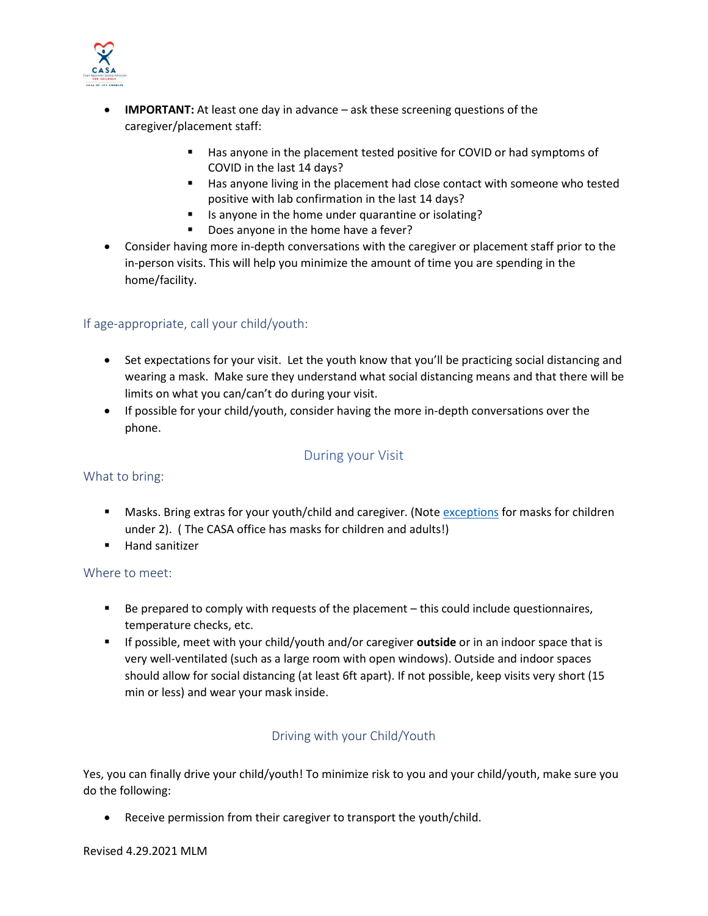- **IMPORTANT:** At least one day in advance – ask these screening questions of the caregiver/placement staff:
    - Has anyone in the placement tested positive for COVID or had symptoms of COVID in the last 14 days?
    - Has anyone living in the placement had close contact with someone who tested positive with lab confirmation in the last 14 days?
    - Is anyone in the home under quarantine or isolating?
    - Does anyone in the home have a fever?
- Consider having more in-depth conversations with the caregiver or placement staff prior to the in-person visits. This will help you minimize the amount of time you are spending in the home/facility.

### If age-appropriate, call your child/youth:

- Set expectations for your visit. Let the youth know that you'll be practicing social distancing and wearing a mask. Make sure they understand what social distancing means and that there will be limits on what you can/can't do during your visit.
- If possible for your child/youth, consider having the more in-depth conversations over the phone.

## During your Visit

### What to bring:

- Masks. Bring extras for your youth/child and caregiver. (Note exceptions for masks for children under 2). ( The CASA office has masks for children and adults!)
- Hand sanitizer

### Where to meet:

- Be prepared to comply with requests of the placement – this could include questionnaires, temperature checks, etc.
- If possible, meet with your child/youth and/or caregiver **outside** or in an indoor space that is very well-ventilated (such as a large room with open windows). Outside and indoor spaces should allow for social distancing (at least 6ft apart). If not possible, keep visits very short (15 min or less) and wear your mask inside.

## Driving with your Child/Youth

Yes, you can finally drive your child/youth! To minimize risk to you and your child/youth, make sure you do the following:

- Receive permission from their caregiver to transport the youth/child.

Revised 4.29.2021 MLM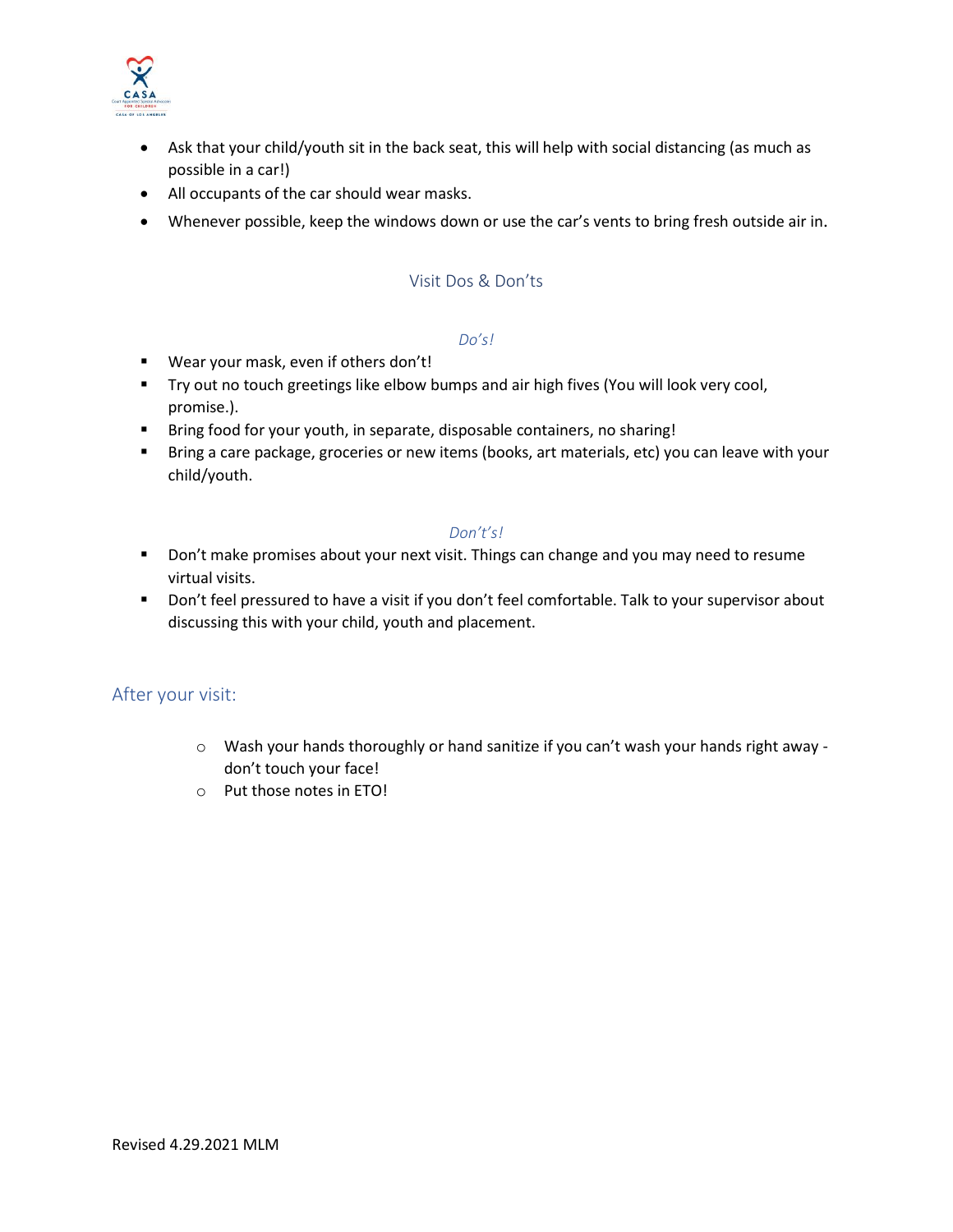- Ask that your child/youth sit in the back seat, this will help with social distancing (as much as possible in a car!)
- All occupants of the car should wear masks.
- Whenever possible, keep the windows down or use the car's vents to bring fresh outside air in.

## Visit Dos & Don'ts

### *Do's!*

- Wear your mask, even if others don't!
- Try out no touch greetings like elbow bumps and air high fives (You will look very cool, promise.).
- Bring food for your youth, in separate, disposable containers, no sharing!
- Bring a care package, groceries or new items (books, art materials, etc) you can leave with your child/youth.

### *Don't's!*

- Don't make promises about your next visit. Things can change and you may need to resume virtual visits.
- Don't feel pressured to have a visit if you don't feel comfortable. Talk to your supervisor about discussing this with your child, youth and placement.

## After your visit:

- Wash your hands thoroughly or hand sanitize if you can't wash your hands right away - don't touch your face!
- Put those notes in ETO!

Revised 4.29.2021 MLM